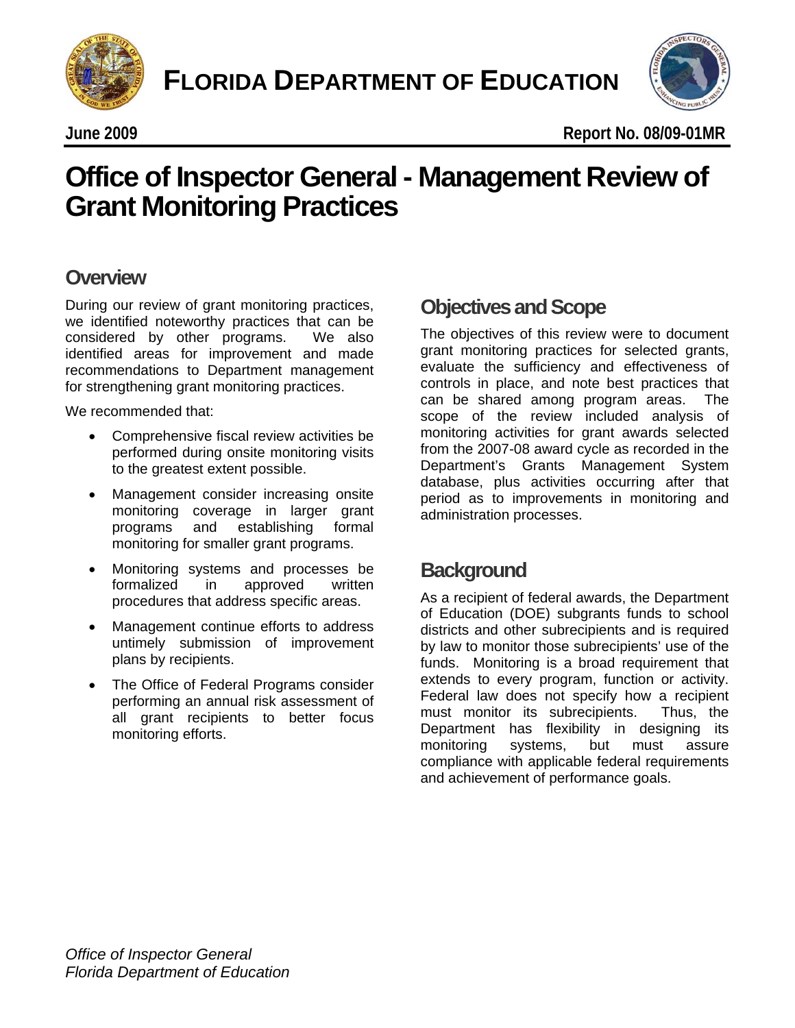# FLORIDA DEPARTMENT OF EDUCATION

**June 2009** **Report No. 08/09-01MR**

# Office of Inspector General - Management Review of Grant Monitoring Practices

## Overview

During our review of grant monitoring practices, we identified noteworthy practices that can be considered by other programs. We also identified areas for improvement and made recommendations to Department management for strengthening grant monitoring practices.

We recommended that:

- Comprehensive fiscal review activities be performed during onsite monitoring visits to the greatest extent possible.
- Management consider increasing onsite monitoring coverage in larger grant programs and establishing formal monitoring for smaller grant programs.
- Monitoring systems and processes be formalized in approved written procedures that address specific areas.
- Management continue efforts to address untimely submission of improvement plans by recipients.
- The Office of Federal Programs consider performing an annual risk assessment of all grant recipients to better focus monitoring efforts.

## Objectives and Scope

The objectives of this review were to document grant monitoring practices for selected grants, evaluate the sufficiency and effectiveness of controls in place, and note best practices that can be shared among program areas. The scope of the review included analysis of monitoring activities for grant awards selected from the 2007-08 award cycle as recorded in the Department's Grants Management System database, plus activities occurring after that period as to improvements in monitoring and administration processes.

## Background

As a recipient of federal awards, the Department of Education (DOE) subgrants funds to school districts and other subrecipients and is required by law to monitor those subrecipients' use of the funds. Monitoring is a broad requirement that extends to every program, function or activity. Federal law does not specify how a recipient must monitor its subrecipients. Thus, the Department has flexibility in designing its monitoring systems, but must assure compliance with applicable federal requirements and achievement of performance goals.

*Office of Inspector General*
*Florida Department of Education*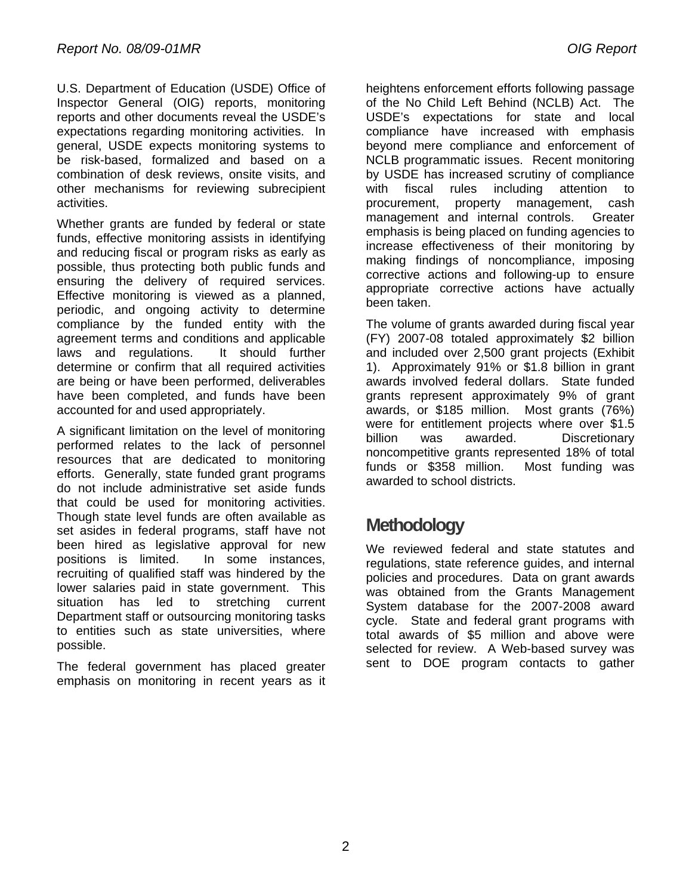U.S. Department of Education (USDE) Office of Inspector General (OIG) reports, monitoring reports and other documents reveal the USDE's expectations regarding monitoring activities. In general, USDE expects monitoring systems to be risk-based, formalized and based on a combination of desk reviews, onsite visits, and other mechanisms for reviewing subrecipient activities.

Whether grants are funded by federal or state funds, effective monitoring assists in identifying and reducing fiscal or program risks as early as possible, thus protecting both public funds and ensuring the delivery of required services. Effective monitoring is viewed as a planned, periodic, and ongoing activity to determine compliance by the funded entity with the agreement terms and conditions and applicable laws and regulations. It should further determine or confirm that all required activities are being or have been performed, deliverables have been completed, and funds have been accounted for and used appropriately.

A significant limitation on the level of monitoring performed relates to the lack of personnel resources that are dedicated to monitoring efforts. Generally, state funded grant programs do not include administrative set aside funds that could be used for monitoring activities. Though state level funds are often available as set asides in federal programs, staff have not been hired as legislative approval for new positions is limited. In some instances, recruiting of qualified staff was hindered by the lower salaries paid in state government. This situation has led to stretching current Department staff or outsourcing monitoring tasks to entities such as state universities, where possible.

The federal government has placed greater emphasis on monitoring in recent years as it heightens enforcement efforts following passage of the No Child Left Behind (NCLB) Act. The USDE's expectations for state and local compliance have increased with emphasis beyond mere compliance and enforcement of NCLB programmatic issues. Recent monitoring by USDE has increased scrutiny of compliance with fiscal rules including attention to procurement, property management, cash management and internal controls. Greater emphasis is being placed on funding agencies to increase effectiveness of their monitoring by making findings of noncompliance, imposing corrective actions and following-up to ensure appropriate corrective actions have actually been taken.

The volume of grants awarded during fiscal year (FY) 2007-08 totaled approximately $2 billion and included over 2,500 grant projects (Exhibit 1). Approximately 91% or $1.8 billion in grant awards involved federal dollars. State funded grants represent approximately 9% of grant awards, or $185 million. Most grants (76%) were for entitlement projects where over $1.5 billion was awarded. Discretionary noncompetitive grants represented 18% of total funds or $358 million. Most funding was awarded to school districts.

## Methodology

We reviewed federal and state statutes and regulations, state reference guides, and internal policies and procedures. Data on grant awards was obtained from the Grants Management System database for the 2007-2008 award cycle. State and federal grant programs with total awards of $5 million and above were selected for review. A Web-based survey was sent to DOE program contacts to gather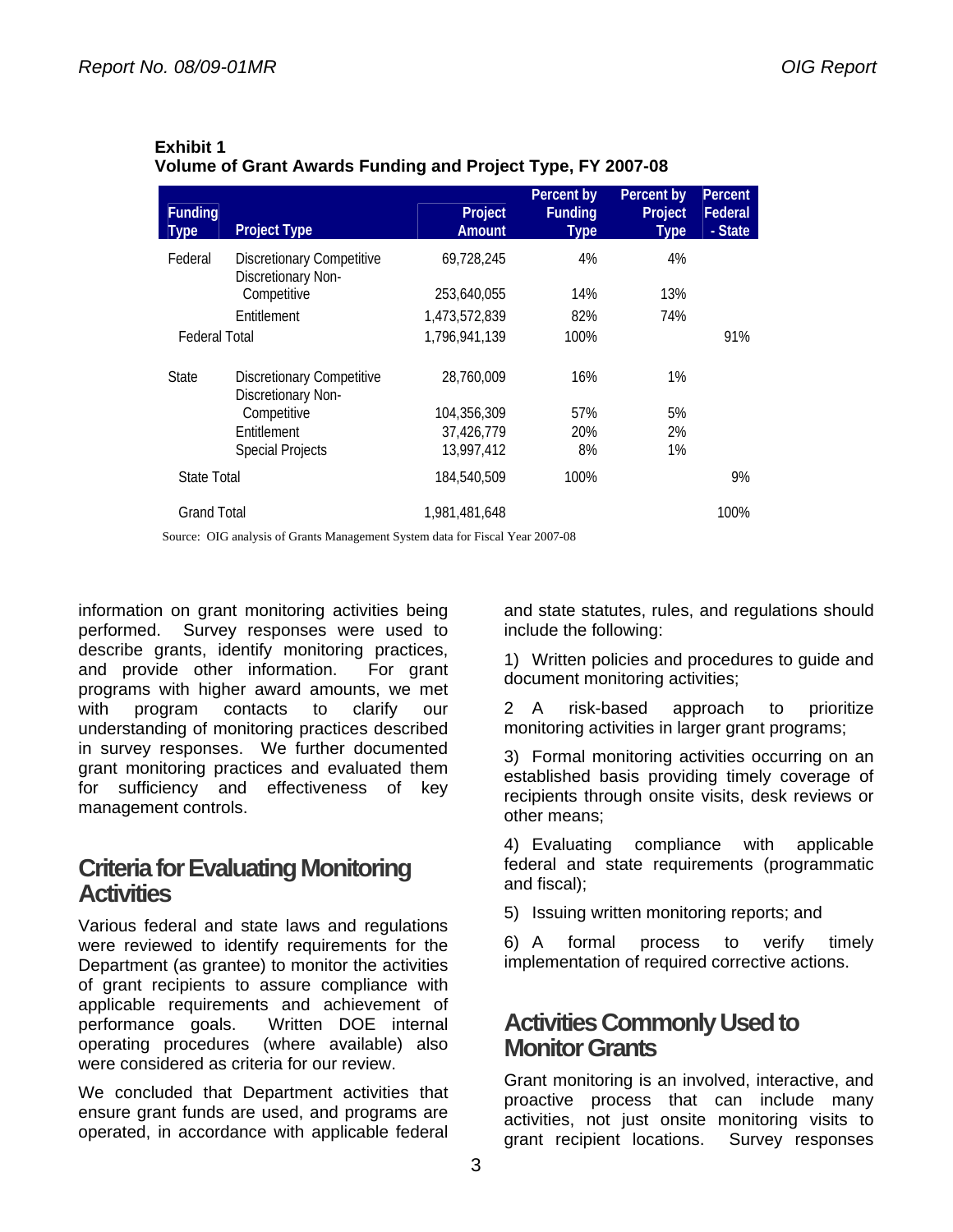**Exhibit 1**
**Volume of Grant Awards Funding and Project Type, FY 2007-08**

| Funding Type | Project Type | Project Amount | Percent by Funding Type | Percent by Project Type | Percent Federal - State |
|---|---|---|---|---|---|
| Federal | Discretionary Competitive | 69,728,245 | 4% | 4% | |
| | Discretionary Non-Competitive | 253,640,055 | 14% | 13% | |
| | Entitlement | 1,473,572,839 | 82% | 74% | |
| Federal Total | | 1,796,941,139 | 100% | | 91% |
| State | Discretionary Competitive | 28,760,009 | 16% | 1% | |
| | Discretionary Non-Competitive | 104,356,309 | 57% | 5% | |
| | Entitlement | 37,426,779 | 20% | 2% | |
| | Special Projects | 13,997,412 | 8% | 1% | |
| State Total | | 184,540,509 | 100% | | 9% |
| Grand Total | | 1,981,481,648 | | | 100% |

Source: OIG analysis of Grants Management System data for Fiscal Year 2007-08

information on grant monitoring activities being performed. Survey responses were used to describe grants, identify monitoring practices, and provide other information. For grant programs with higher award amounts, we met with program contacts to clarify our understanding of monitoring practices described in survey responses. We further documented grant monitoring practices and evaluated them for sufficiency and effectiveness of key management controls.

## Criteria for Evaluating Monitoring Activities

Various federal and state laws and regulations were reviewed to identify requirements for the Department (as grantee) to monitor the activities of grant recipients to assure compliance with applicable requirements and achievement of performance goals. Written DOE internal operating procedures (where available) also were considered as criteria for our review.

We concluded that Department activities that ensure grant funds are used, and programs are operated, in accordance with applicable federal and state statutes, rules, and regulations should include the following:

1) Written policies and procedures to guide and document monitoring activities;

2 A risk-based approach to prioritize monitoring activities in larger grant programs;

3) Formal monitoring activities occurring on an established basis providing timely coverage of recipients through onsite visits, desk reviews or other means;

4) Evaluating compliance with applicable federal and state requirements (programmatic and fiscal);

5) Issuing written monitoring reports; and

6) A formal process to verify timely implementation of required corrective actions.

## Activities Commonly Used to Monitor Grants

Grant monitoring is an involved, interactive, and proactive process that can include many activities, not just onsite monitoring visits to grant recipient locations. Survey responses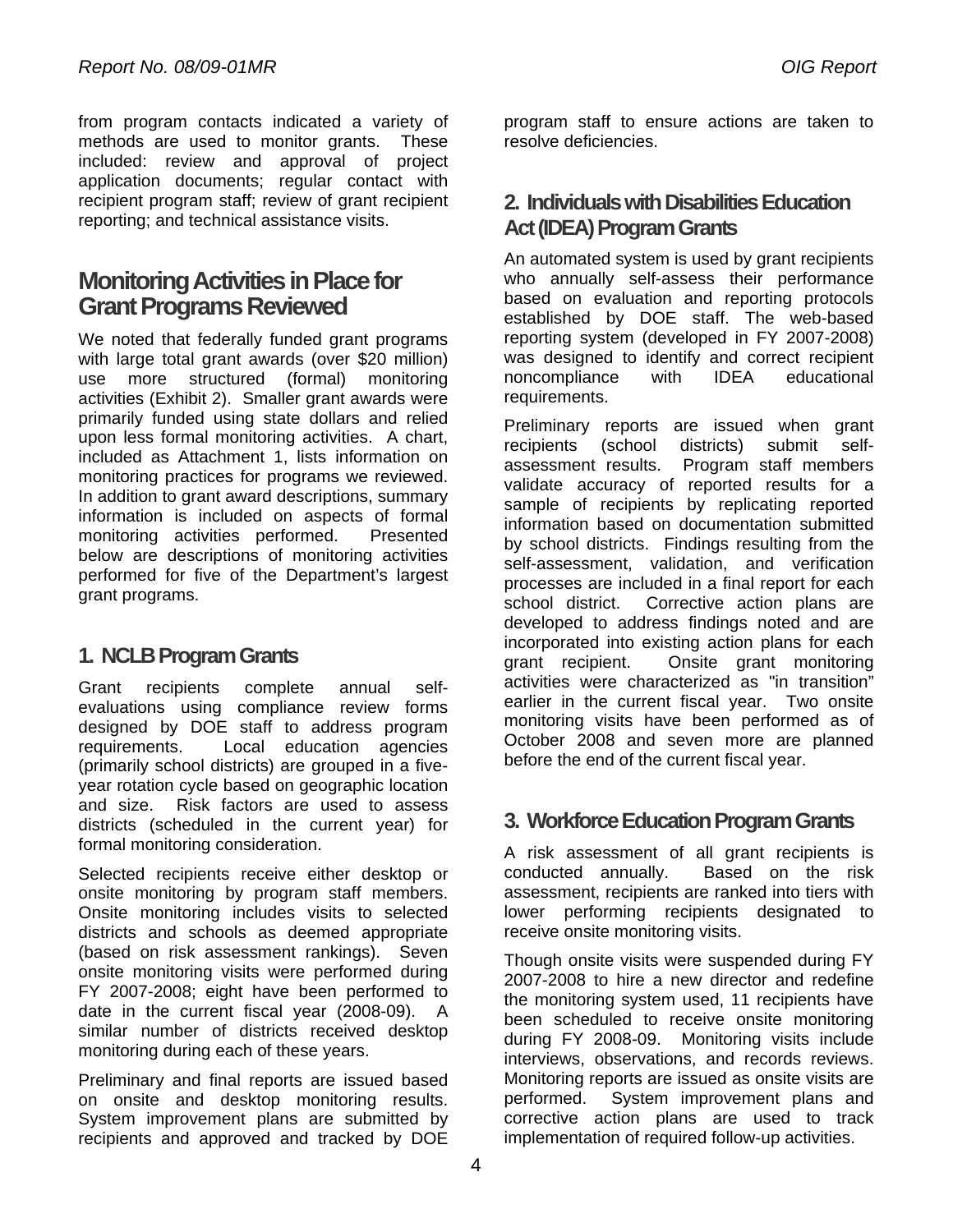from program contacts indicated a variety of methods are used to monitor grants. These included: review and approval of project application documents; regular contact with recipient program staff; review of grant recipient reporting; and technical assistance visits.

## Monitoring Activities in Place for Grant Programs Reviewed

We noted that federally funded grant programs with large total grant awards (over $20 million) use more structured (formal) monitoring activities (Exhibit 2). Smaller grant awards were primarily funded using state dollars and relied upon less formal monitoring activities. A chart, included as Attachment 1, lists information on monitoring practices for programs we reviewed. In addition to grant award descriptions, summary information is included on aspects of formal monitoring activities performed. Presented below are descriptions of monitoring activities performed for five of the Department's largest grant programs.

### 1. NCLB Program Grants

Grant recipients complete annual self-evaluations using compliance review forms designed by DOE staff to address program requirements. Local education agencies (primarily school districts) are grouped in a five-year rotation cycle based on geographic location and size. Risk factors are used to assess districts (scheduled in the current year) for formal monitoring consideration.

Selected recipients receive either desktop or onsite monitoring by program staff members. Onsite monitoring includes visits to selected districts and schools as deemed appropriate (based on risk assessment rankings). Seven onsite monitoring visits were performed during FY 2007-2008; eight have been performed to date in the current fiscal year (2008-09). A similar number of districts received desktop monitoring during each of these years.

Preliminary and final reports are issued based on onsite and desktop monitoring results. System improvement plans are submitted by recipients and approved and tracked by DOE program staff to ensure actions are taken to resolve deficiencies.

### 2. Individuals with Disabilities Education Act (IDEA) Program Grants

An automated system is used by grant recipients who annually self-assess their performance based on evaluation and reporting protocols established by DOE staff. The web-based reporting system (developed in FY 2007-2008) was designed to identify and correct recipient noncompliance with IDEA educational requirements.

Preliminary reports are issued when grant recipients (school districts) submit self-assessment results. Program staff members validate accuracy of reported results for a sample of recipients by replicating reported information based on documentation submitted by school districts. Findings resulting from the self-assessment, validation, and verification processes are included in a final report for each school district. Corrective action plans are developed to address findings noted and are incorporated into existing action plans for each grant recipient. Onsite grant monitoring activities were characterized as "in transition" earlier in the current fiscal year. Two onsite monitoring visits have been performed as of October 2008 and seven more are planned before the end of the current fiscal year.

### 3. Workforce Education Program Grants

A risk assessment of all grant recipients is conducted annually. Based on the risk assessment, recipients are ranked into tiers with lower performing recipients designated to receive onsite monitoring visits.

Though onsite visits were suspended during FY 2007-2008 to hire a new director and redefine the monitoring system used, 11 recipients have been scheduled to receive onsite monitoring during FY 2008-09. Monitoring visits include interviews, observations, and records reviews. Monitoring reports are issued as onsite visits are performed. System improvement plans and corrective action plans are used to track implementation of required follow-up activities.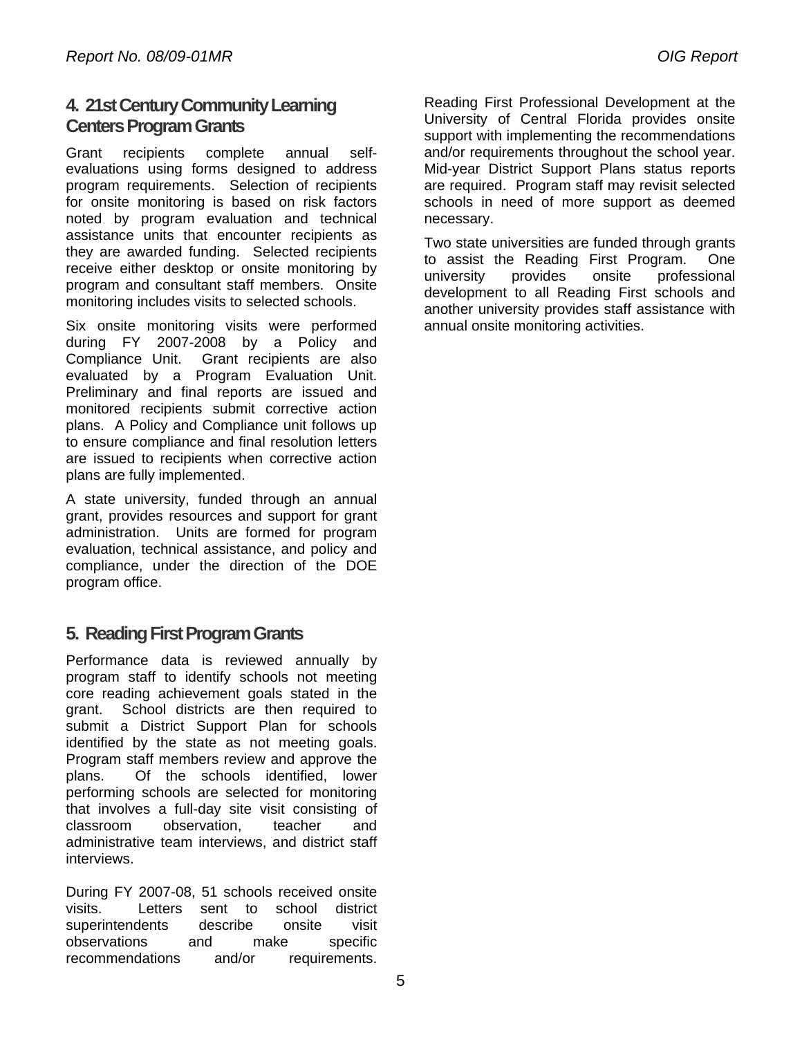## 4. 21st Century Community Learning Centers Program Grants

Grant recipients complete annual self-evaluations using forms designed to address program requirements. Selection of recipients for onsite monitoring is based on risk factors noted by program evaluation and technical assistance units that encounter recipients as they are awarded funding. Selected recipients receive either desktop or onsite monitoring by program and consultant staff members. Onsite monitoring includes visits to selected schools.

Six onsite monitoring visits were performed during FY 2007-2008 by a Policy and Compliance Unit. Grant recipients are also evaluated by a Program Evaluation Unit. Preliminary and final reports are issued and monitored recipients submit corrective action plans. A Policy and Compliance unit follows up to ensure compliance and final resolution letters are issued to recipients when corrective action plans are fully implemented.

A state university, funded through an annual grant, provides resources and support for grant administration. Units are formed for program evaluation, technical assistance, and policy and compliance, under the direction of the DOE program office.

## 5. Reading First Program Grants

Performance data is reviewed annually by program staff to identify schools not meeting core reading achievement goals stated in the grant. School districts are then required to submit a District Support Plan for schools identified by the state as not meeting goals. Program staff members review and approve the plans. Of the schools identified, lower performing schools are selected for monitoring that involves a full-day site visit consisting of classroom observation, teacher and administrative team interviews, and district staff interviews.

During FY 2007-08, 51 schools received onsite visits. Letters sent to school district superintendents describe onsite visit observations and make specific recommendations and/or requirements. Reading First Professional Development at the University of Central Florida provides onsite support with implementing the recommendations and/or requirements throughout the school year. Mid-year District Support Plans status reports are required. Program staff may revisit selected schools in need of more support as deemed necessary.

Two state universities are funded through grants to assist the Reading First Program. One university provides onsite professional development to all Reading First schools and another university provides staff assistance with annual onsite monitoring activities.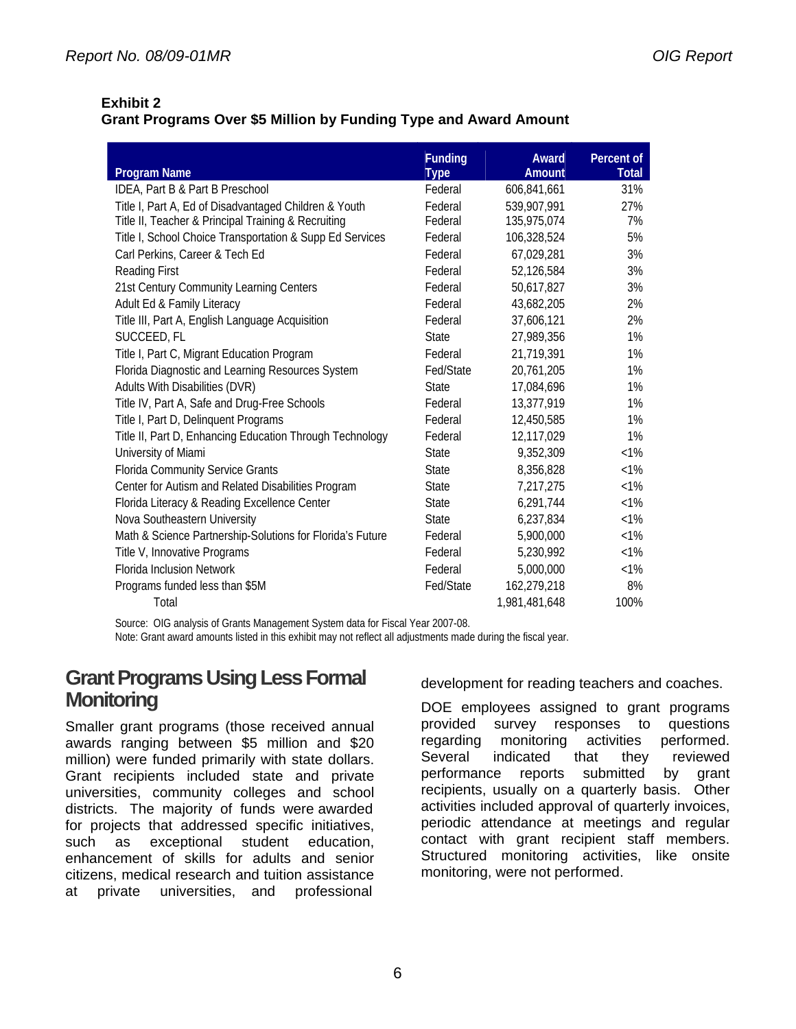**Exhibit 2**
**Grant Programs Over $5 Million by Funding Type and Award Amount**

| Program Name | Funding Type | Award Amount | Percent of Total |
|---|---|---|---|
| IDEA, Part B & Part B Preschool | Federal | 606,841,661 | 31% |
| Title I, Part A, Ed of Disadvantaged Children & Youth | Federal | 539,907,991 | 27% |
| Title II, Teacher & Principal Training & Recruiting | Federal | 135,975,074 | 7% |
| Title I, School Choice Transportation & Supp Ed Services | Federal | 106,328,524 | 5% |
| Carl Perkins, Career & Tech Ed | Federal | 67,029,281 | 3% |
| Reading First | Federal | 52,126,584 | 3% |
| 21st Century Community Learning Centers | Federal | 50,617,827 | 3% |
| Adult Ed & Family Literacy | Federal | 43,682,205 | 2% |
| Title III, Part A, English Language Acquisition | Federal | 37,606,121 | 2% |
| SUCCEED, FL | State | 27,989,356 | 1% |
| Title I, Part C, Migrant Education Program | Federal | 21,719,391 | 1% |
| Florida Diagnostic and Learning Resources System | Fed/State | 20,761,205 | 1% |
| Adults With Disabilities (DVR) | State | 17,084,696 | 1% |
| Title IV, Part A, Safe and Drug-Free Schools | Federal | 13,377,919 | 1% |
| Title I, Part D, Delinquent Programs | Federal | 12,450,585 | 1% |
| Title II, Part D, Enhancing Education Through Technology | Federal | 12,117,029 | 1% |
| University of Miami | State | 9,352,309 | <1% |
| Florida Community Service Grants | State | 8,356,828 | <1% |
| Center for Autism and Related Disabilities Program | State | 7,217,275 | <1% |
| Florida Literacy & Reading Excellence Center | State | 6,291,744 | <1% |
| Nova Southeastern University | State | 6,237,834 | <1% |
| Math & Science Partnership-Solutions for Florida's Future | Federal | 5,900,000 | <1% |
| Title V, Innovative Programs | Federal | 5,230,992 | <1% |
| Florida Inclusion Network | Federal | 5,000,000 | <1% |
| Programs funded less than $5M | Fed/State | 162,279,218 | 8% |
| Total | | 1,981,481,648 | 100% |

Source: OIG analysis of Grants Management System data for Fiscal Year 2007-08.
Note: Grant award amounts listed in this exhibit may not reflect all adjustments made during the fiscal year.

## Grant Programs Using Less Formal Monitoring

Smaller grant programs (those received annual awards ranging between $5 million and $20 million) were funded primarily with state dollars. Grant recipients included state and private universities, community colleges and school districts. The majority of funds were awarded for projects that addressed specific initiatives, such as exceptional student education, enhancement of skills for adults and senior citizens, medical research and tuition assistance at private universities, and professional development for reading teachers and coaches.

DOE employees assigned to grant programs provided survey responses to questions regarding monitoring activities performed. Several indicated that they reviewed performance reports submitted by grant recipients, usually on a quarterly basis. Other activities included approval of quarterly invoices, periodic attendance at meetings and regular contact with grant recipient staff members. Structured monitoring activities, like onsite monitoring, were not performed.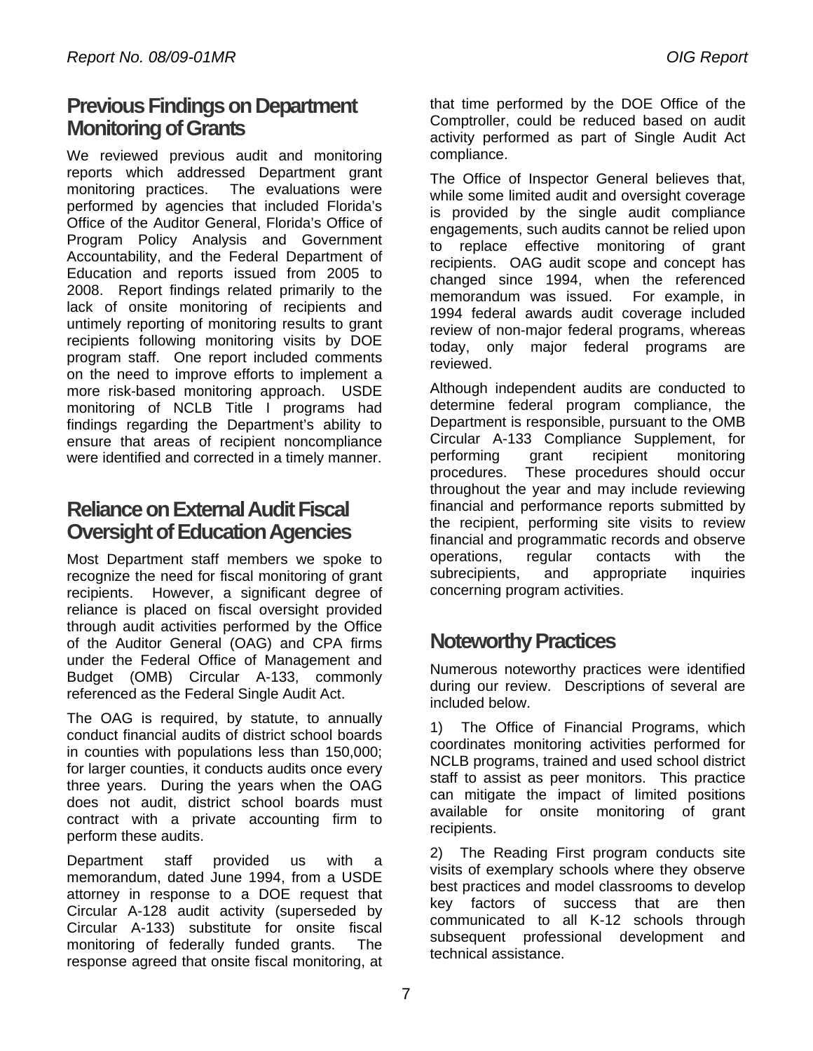## Previous Findings on Department Monitoring of Grants

We reviewed previous audit and monitoring reports which addressed Department grant monitoring practices. The evaluations were performed by agencies that included Florida's Office of the Auditor General, Florida's Office of Program Policy Analysis and Government Accountability, and the Federal Department of Education and reports issued from 2005 to 2008. Report findings related primarily to the lack of onsite monitoring of recipients and untimely reporting of monitoring results to grant recipients following monitoring visits by DOE program staff. One report included comments on the need to improve efforts to implement a more risk-based monitoring approach. USDE monitoring of NCLB Title I programs had findings regarding the Department's ability to ensure that areas of recipient noncompliance were identified and corrected in a timely manner.

## Reliance on External Audit Fiscal Oversight of Education Agencies

Most Department staff members we spoke to recognize the need for fiscal monitoring of grant recipients. However, a significant degree of reliance is placed on fiscal oversight provided through audit activities performed by the Office of the Auditor General (OAG) and CPA firms under the Federal Office of Management and Budget (OMB) Circular A-133, commonly referenced as the Federal Single Audit Act.

The OAG is required, by statute, to annually conduct financial audits of district school boards in counties with populations less than 150,000; for larger counties, it conducts audits once every three years. During the years when the OAG does not audit, district school boards must contract with a private accounting firm to perform these audits.

Department staff provided us with a memorandum, dated June 1994, from a USDE attorney in response to a DOE request that Circular A-128 audit activity (superseded by Circular A-133) substitute for onsite fiscal monitoring of federally funded grants. The response agreed that onsite fiscal monitoring, at that time performed by the DOE Office of the Comptroller, could be reduced based on audit activity performed as part of Single Audit Act compliance.

The Office of Inspector General believes that, while some limited audit and oversight coverage is provided by the single audit compliance engagements, such audits cannot be relied upon to replace effective monitoring of grant recipients. OAG audit scope and concept has changed since 1994, when the referenced memorandum was issued. For example, in 1994 federal awards audit coverage included review of non-major federal programs, whereas today, only major federal programs are reviewed.

Although independent audits are conducted to determine federal program compliance, the Department is responsible, pursuant to the OMB Circular A-133 Compliance Supplement, for performing grant recipient monitoring procedures. These procedures should occur throughout the year and may include reviewing financial and performance reports submitted by the recipient, performing site visits to review financial and programmatic records and observe operations, regular contacts with the subrecipients, and appropriate inquiries concerning program activities.

## Noteworthy Practices

Numerous noteworthy practices were identified during our review. Descriptions of several are included below.

1) The Office of Financial Programs, which coordinates monitoring activities performed for NCLB programs, trained and used school district staff to assist as peer monitors. This practice can mitigate the impact of limited positions available for onsite monitoring of grant recipients.

2) The Reading First program conducts site visits of exemplary schools where they observe best practices and model classrooms to develop key factors of success that are then communicated to all K-12 schools through subsequent professional development and technical assistance.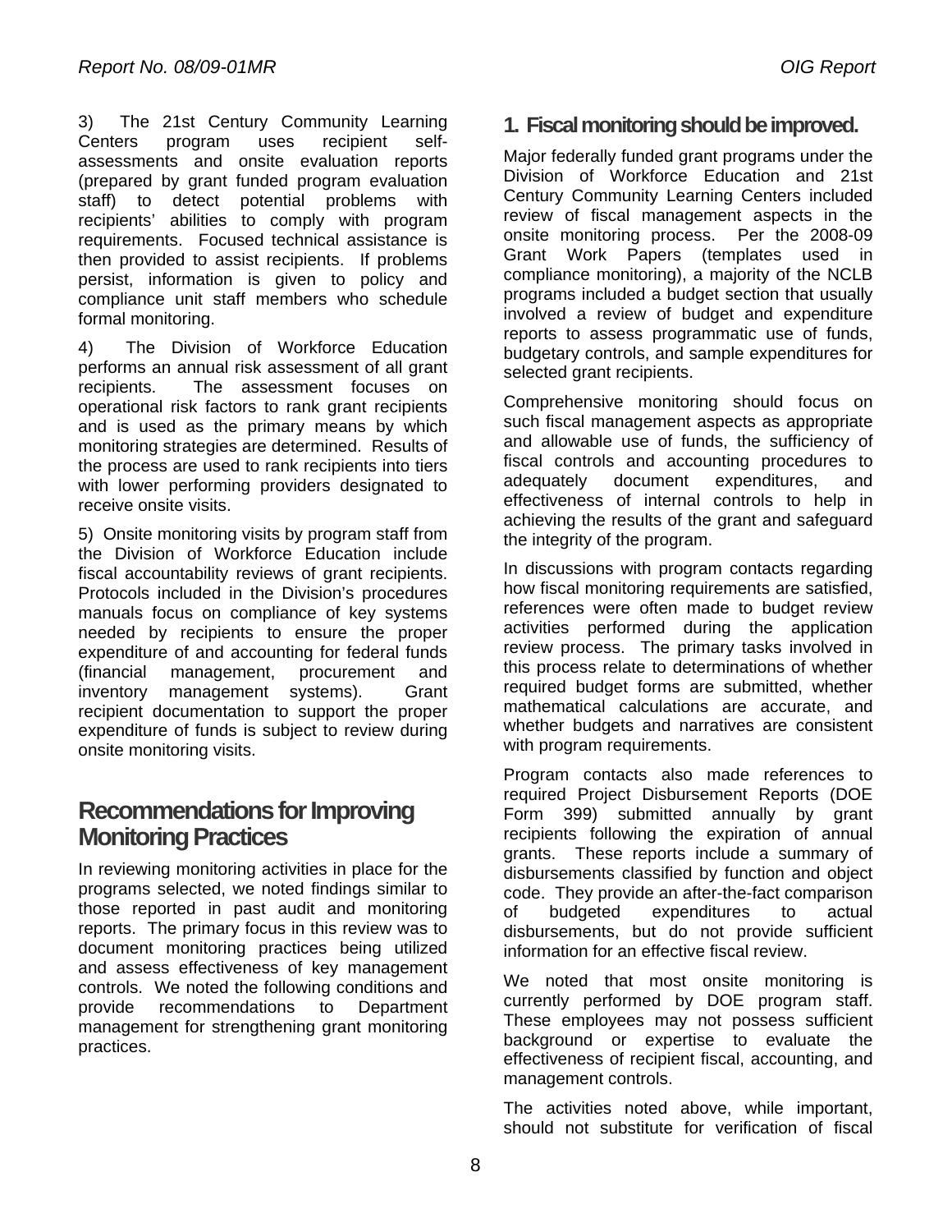3) The 21st Century Community Learning Centers program uses recipient self-assessments and onsite evaluation reports (prepared by grant funded program evaluation staff) to detect potential problems with recipients' abilities to comply with program requirements. Focused technical assistance is then provided to assist recipients. If problems persist, information is given to policy and compliance unit staff members who schedule formal monitoring.

4) The Division of Workforce Education performs an annual risk assessment of all grant recipients. The assessment focuses on operational risk factors to rank grant recipients and is used as the primary means by which monitoring strategies are determined. Results of the process are used to rank recipients into tiers with lower performing providers designated to receive onsite visits.

5) Onsite monitoring visits by program staff from the Division of Workforce Education include fiscal accountability reviews of grant recipients. Protocols included in the Division's procedures manuals focus on compliance of key systems needed by recipients to ensure the proper expenditure of and accounting for federal funds (financial management, procurement and inventory management systems). Grant recipient documentation to support the proper expenditure of funds is subject to review during onsite monitoring visits.

## Recommendations for Improving Monitoring Practices

In reviewing monitoring activities in place for the programs selected, we noted findings similar to those reported in past audit and monitoring reports. The primary focus in this review was to document monitoring practices being utilized and assess effectiveness of key management controls. We noted the following conditions and provide recommendations to Department management for strengthening grant monitoring practices.

### 1. Fiscal monitoring should be improved.

Major federally funded grant programs under the Division of Workforce Education and 21st Century Community Learning Centers included review of fiscal management aspects in the onsite monitoring process. Per the 2008-09 Grant Work Papers (templates used in compliance monitoring), a majority of the NCLB programs included a budget section that usually involved a review of budget and expenditure reports to assess programmatic use of funds, budgetary controls, and sample expenditures for selected grant recipients.

Comprehensive monitoring should focus on such fiscal management aspects as appropriate and allowable use of funds, the sufficiency of fiscal controls and accounting procedures to adequately document expenditures, and effectiveness of internal controls to help in achieving the results of the grant and safeguard the integrity of the program.

In discussions with program contacts regarding how fiscal monitoring requirements are satisfied, references were often made to budget review activities performed during the application review process. The primary tasks involved in this process relate to determinations of whether required budget forms are submitted, whether mathematical calculations are accurate, and whether budgets and narratives are consistent with program requirements.

Program contacts also made references to required Project Disbursement Reports (DOE Form 399) submitted annually by grant recipients following the expiration of annual grants. These reports include a summary of disbursements classified by function and object code. They provide an after-the-fact comparison of budgeted expenditures to actual disbursements, but do not provide sufficient information for an effective fiscal review.

We noted that most onsite monitoring is currently performed by DOE program staff. These employees may not possess sufficient background or expertise to evaluate the effectiveness of recipient fiscal, accounting, and management controls.

The activities noted above, while important, should not substitute for verification of fiscal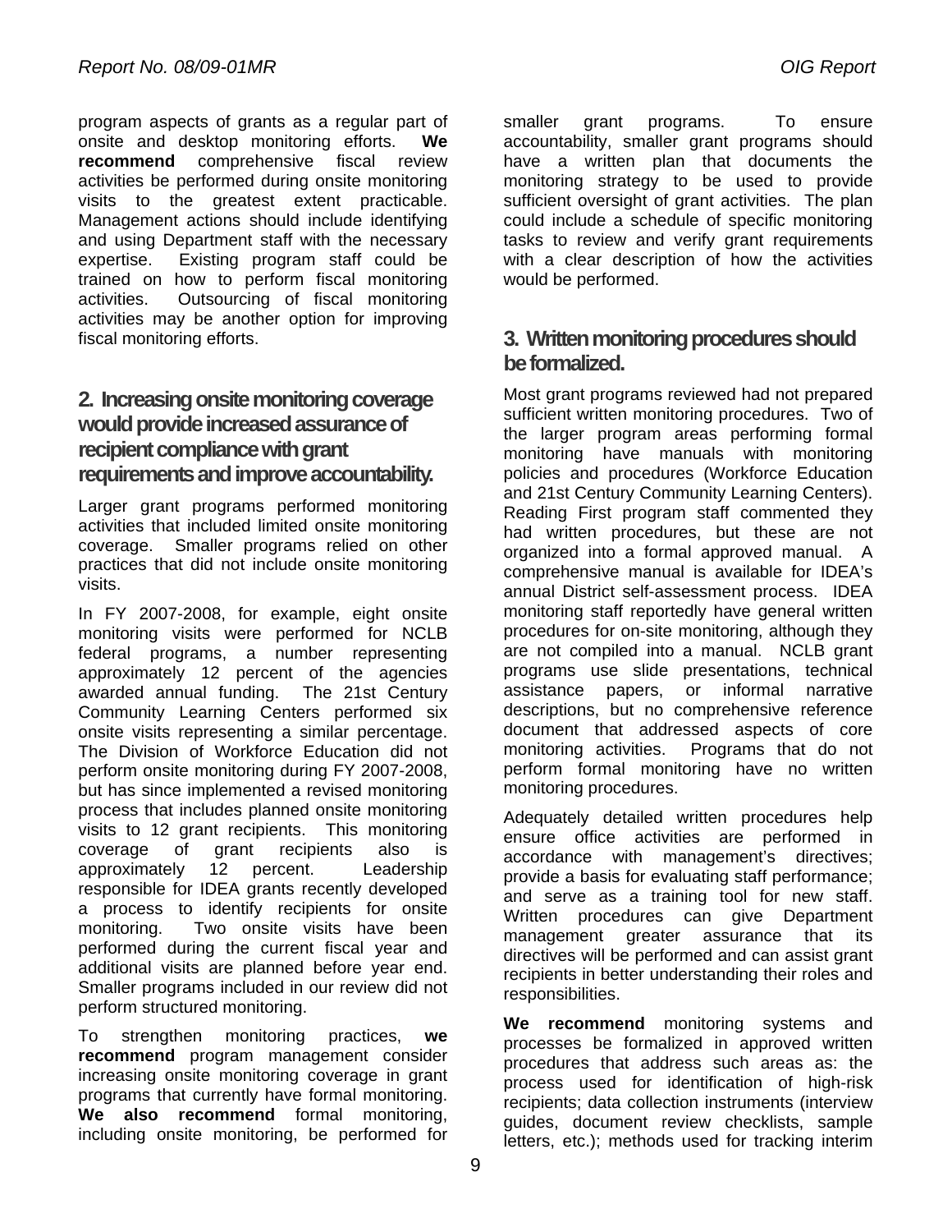program aspects of grants as a regular part of onsite and desktop monitoring efforts. **We recommend** comprehensive fiscal review activities be performed during onsite monitoring visits to the greatest extent practicable. Management actions should include identifying and using Department staff with the necessary expertise. Existing program staff could be trained on how to perform fiscal monitoring activities. Outsourcing of fiscal monitoring activities may be another option for improving fiscal monitoring efforts.

## 2. Increasing onsite monitoring coverage would provide increased assurance of recipient compliance with grant requirements and improve accountability.

Larger grant programs performed monitoring activities that included limited onsite monitoring coverage. Smaller programs relied on other practices that did not include onsite monitoring visits.

In FY 2007-2008, for example, eight onsite monitoring visits were performed for NCLB federal programs, a number representing approximately 12 percent of the agencies awarded annual funding. The 21st Century Community Learning Centers performed six onsite visits representing a similar percentage. The Division of Workforce Education did not perform onsite monitoring during FY 2007-2008, but has since implemented a revised monitoring process that includes planned onsite monitoring visits to 12 grant recipients. This monitoring coverage of grant recipients also is approximately 12 percent. Leadership responsible for IDEA grants recently developed a process to identify recipients for onsite monitoring. Two onsite visits have been performed during the current fiscal year and additional visits are planned before year end. Smaller programs included in our review did not perform structured monitoring.

To strengthen monitoring practices, **we recommend** program management consider increasing onsite monitoring coverage in grant programs that currently have formal monitoring. **We also recommend** formal monitoring, including onsite monitoring, be performed for smaller grant programs. To ensure accountability, smaller grant programs should have a written plan that documents the monitoring strategy to be used to provide sufficient oversight of grant activities. The plan could include a schedule of specific monitoring tasks to review and verify grant requirements with a clear description of how the activities would be performed.

## 3. Written monitoring procedures should be formalized.

Most grant programs reviewed had not prepared sufficient written monitoring procedures. Two of the larger program areas performing formal monitoring have manuals with monitoring policies and procedures (Workforce Education and 21st Century Community Learning Centers). Reading First program staff commented they had written procedures, but these are not organized into a formal approved manual. A comprehensive manual is available for IDEA's annual District self-assessment process. IDEA monitoring staff reportedly have general written procedures for on-site monitoring, although they are not compiled into a manual. NCLB grant programs use slide presentations, technical assistance papers, or informal narrative descriptions, but no comprehensive reference document that addressed aspects of core monitoring activities. Programs that do not perform formal monitoring have no written monitoring procedures.

Adequately detailed written procedures help ensure office activities are performed in accordance with management's directives; provide a basis for evaluating staff performance; and serve as a training tool for new staff. Written procedures can give Department management greater assurance that its directives will be performed and can assist grant recipients in better understanding their roles and responsibilities.

**We recommend** monitoring systems and processes be formalized in approved written procedures that address such areas as: the process used for identification of high-risk recipients; data collection instruments (interview guides, document review checklists, sample letters, etc.); methods used for tracking interim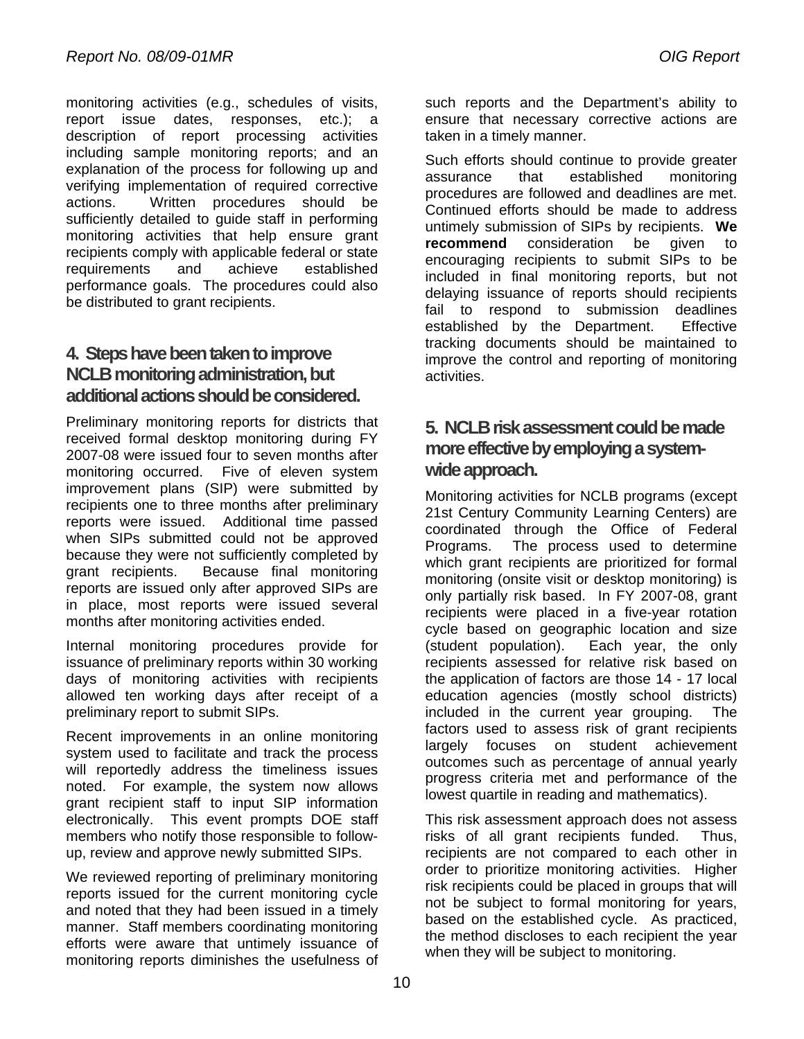monitoring activities (e.g., schedules of visits, report issue dates, responses, etc.); a description of report processing activities including sample monitoring reports; and an explanation of the process for following up and verifying implementation of required corrective actions. Written procedures should be sufficiently detailed to guide staff in performing monitoring activities that help ensure grant recipients comply with applicable federal or state requirements and achieve established performance goals. The procedures could also be distributed to grant recipients.

## 4. Steps have been taken to improve NCLB monitoring administration, but additional actions should be considered.

Preliminary monitoring reports for districts that received formal desktop monitoring during FY 2007-08 were issued four to seven months after monitoring occurred. Five of eleven system improvement plans (SIP) were submitted by recipients one to three months after preliminary reports were issued. Additional time passed when SIPs submitted could not be approved because they were not sufficiently completed by grant recipients. Because final monitoring reports are issued only after approved SIPs are in place, most reports were issued several months after monitoring activities ended.

Internal monitoring procedures provide for issuance of preliminary reports within 30 working days of monitoring activities with recipients allowed ten working days after receipt of a preliminary report to submit SIPs.

Recent improvements in an online monitoring system used to facilitate and track the process will reportedly address the timeliness issues noted. For example, the system now allows grant recipient staff to input SIP information electronically. This event prompts DOE staff members who notify those responsible to follow-up, review and approve newly submitted SIPs.

We reviewed reporting of preliminary monitoring reports issued for the current monitoring cycle and noted that they had been issued in a timely manner. Staff members coordinating monitoring efforts were aware that untimely issuance of monitoring reports diminishes the usefulness of such reports and the Department's ability to ensure that necessary corrective actions are taken in a timely manner.

Such efforts should continue to provide greater assurance that established monitoring procedures are followed and deadlines are met. Continued efforts should be made to address untimely submission of SIPs by recipients. **We recommend** consideration be given to encouraging recipients to submit SIPs to be included in final monitoring reports, but not delaying issuance of reports should recipients fail to respond to submission deadlines established by the Department. Effective tracking documents should be maintained to improve the control and reporting of monitoring activities.

## 5. NCLB risk assessment could be made more effective by employing a system-wide approach.

Monitoring activities for NCLB programs (except 21st Century Community Learning Centers) are coordinated through the Office of Federal Programs. The process used to determine which grant recipients are prioritized for formal monitoring (onsite visit or desktop monitoring) is only partially risk based. In FY 2007-08, grant recipients were placed in a five-year rotation cycle based on geographic location and size (student population). Each year, the only recipients assessed for relative risk based on the application of factors are those 14 - 17 local education agencies (mostly school districts) included in the current year grouping. The factors used to assess risk of grant recipients largely focuses on student achievement outcomes such as percentage of annual yearly progress criteria met and performance of the lowest quartile in reading and mathematics).

This risk assessment approach does not assess risks of all grant recipients funded. Thus, recipients are not compared to each other in order to prioritize monitoring activities. Higher risk recipients could be placed in groups that will not be subject to formal monitoring for years, based on the established cycle. As practiced, the method discloses to each recipient the year when they will be subject to monitoring.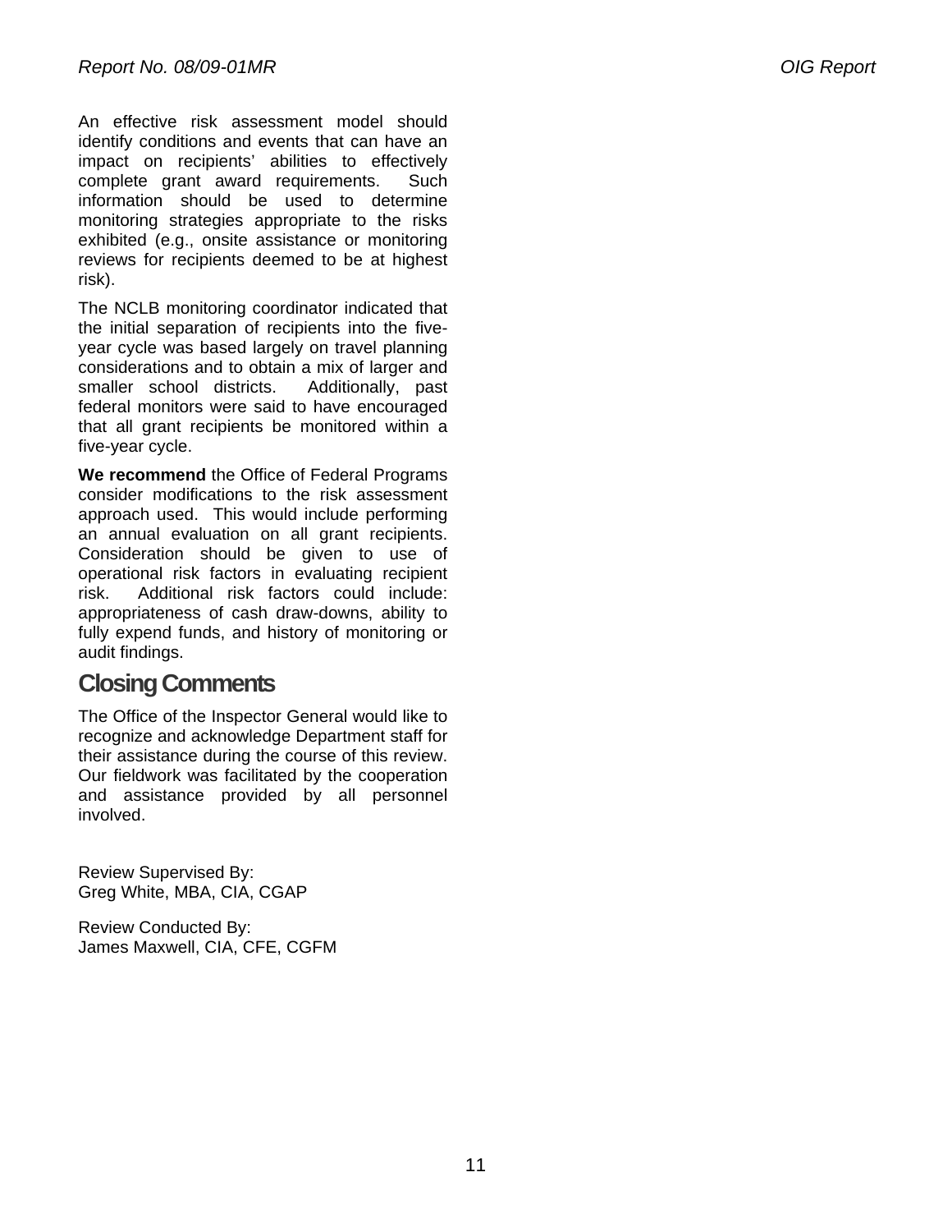An effective risk assessment model should identify conditions and events that can have an impact on recipients' abilities to effectively complete grant award requirements. Such information should be used to determine monitoring strategies appropriate to the risks exhibited (e.g., onsite assistance or monitoring reviews for recipients deemed to be at highest risk).

The NCLB monitoring coordinator indicated that the initial separation of recipients into the five-year cycle was based largely on travel planning considerations and to obtain a mix of larger and smaller school districts. Additionally, past federal monitors were said to have encouraged that all grant recipients be monitored within a five-year cycle.

**We recommend** the Office of Federal Programs consider modifications to the risk assessment approach used. This would include performing an annual evaluation on all grant recipients. Consideration should be given to use of operational risk factors in evaluating recipient risk. Additional risk factors could include: appropriateness of cash draw-downs, ability to fully expend funds, and history of monitoring or audit findings.

## Closing Comments

The Office of the Inspector General would like to recognize and acknowledge Department staff for their assistance during the course of this review. Our fieldwork was facilitated by the cooperation and assistance provided by all personnel involved.

Review Supervised By:
Greg White, MBA, CIA, CGAP

Review Conducted By:
James Maxwell, CIA, CFE, CGFM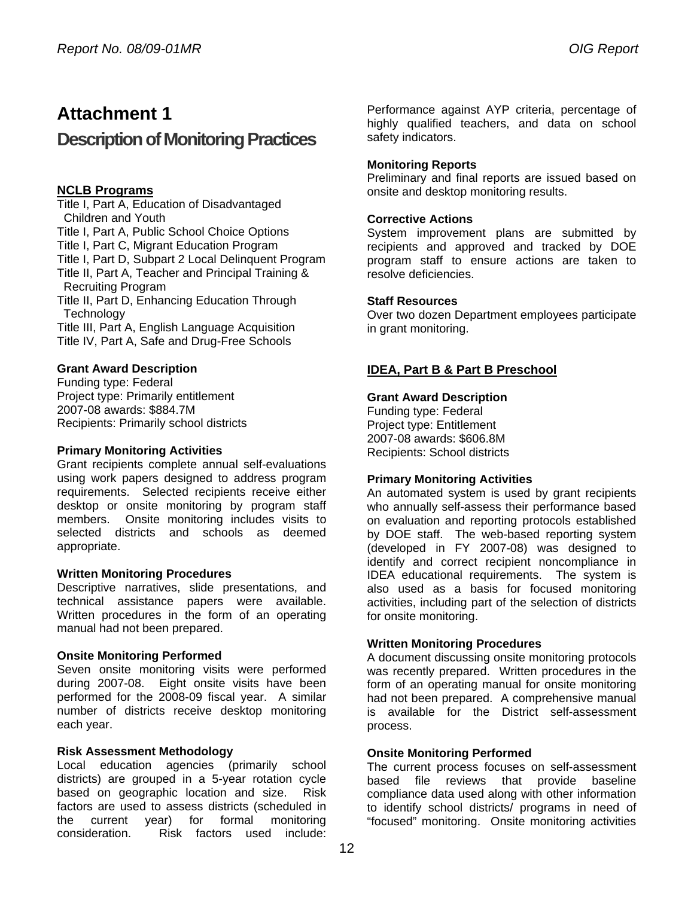# Attachment 1

## Description of Monitoring Practices

**NCLB Programs**

Title I, Part A, Education of Disadvantaged Children and Youth
Title I, Part A, Public School Choice Options
Title I, Part C, Migrant Education Program
Title I, Part D, Subpart 2 Local Delinquent Program
Title II, Part A, Teacher and Principal Training & Recruiting Program
Title II, Part D, Enhancing Education Through Technology
Title III, Part A, English Language Acquisition
Title IV, Part A, Safe and Drug-Free Schools

**Grant Award Description**
Funding type: Federal
Project type: Primarily entitlement
2007-08 awards: $884.7M
Recipients: Primarily school districts

**Primary Monitoring Activities**
Grant recipients complete annual self-evaluations using work papers designed to address program requirements. Selected recipients receive either desktop or onsite monitoring by program staff members. Onsite monitoring includes visits to selected districts and schools as deemed appropriate.

**Written Monitoring Procedures**
Descriptive narratives, slide presentations, and technical assistance papers were available. Written procedures in the form of an operating manual had not been prepared.

**Onsite Monitoring Performed**
Seven onsite monitoring visits were performed during 2007-08. Eight onsite visits have been performed for the 2008-09 fiscal year. A similar number of districts receive desktop monitoring each year.

**Risk Assessment Methodology**
Local education agencies (primarily school districts) are grouped in a 5-year rotation cycle based on geographic location and size. Risk factors are used to assess districts (scheduled in the current year) for formal monitoring consideration. Risk factors used include: Performance against AYP criteria, percentage of highly qualified teachers, and data on school safety indicators.

**Monitoring Reports**
Preliminary and final reports are issued based on onsite and desktop monitoring results.

**Corrective Actions**
System improvement plans are submitted by recipients and approved and tracked by DOE program staff to ensure actions are taken to resolve deficiencies.

**Staff Resources**
Over two dozen Department employees participate in grant monitoring.

**IDEA, Part B & Part B Preschool**

**Grant Award Description**
Funding type: Federal
Project type: Entitlement
2007-08 awards: $606.8M
Recipients: School districts

**Primary Monitoring Activities**
An automated system is used by grant recipients who annually self-assess their performance based on evaluation and reporting protocols established by DOE staff. The web-based reporting system (developed in FY 2007-08) was designed to identify and correct recipient noncompliance in IDEA educational requirements. The system is also used as a basis for focused monitoring activities, including part of the selection of districts for onsite monitoring.

**Written Monitoring Procedures**
A document discussing onsite monitoring protocols was recently prepared. Written procedures in the form of an operating manual for onsite monitoring had not been prepared. A comprehensive manual is available for the District self-assessment process.

**Onsite Monitoring Performed**
The current process focuses on self-assessment based file reviews that provide baseline compliance data used along with other information to identify school districts/ programs in need of "focused" monitoring. Onsite monitoring activities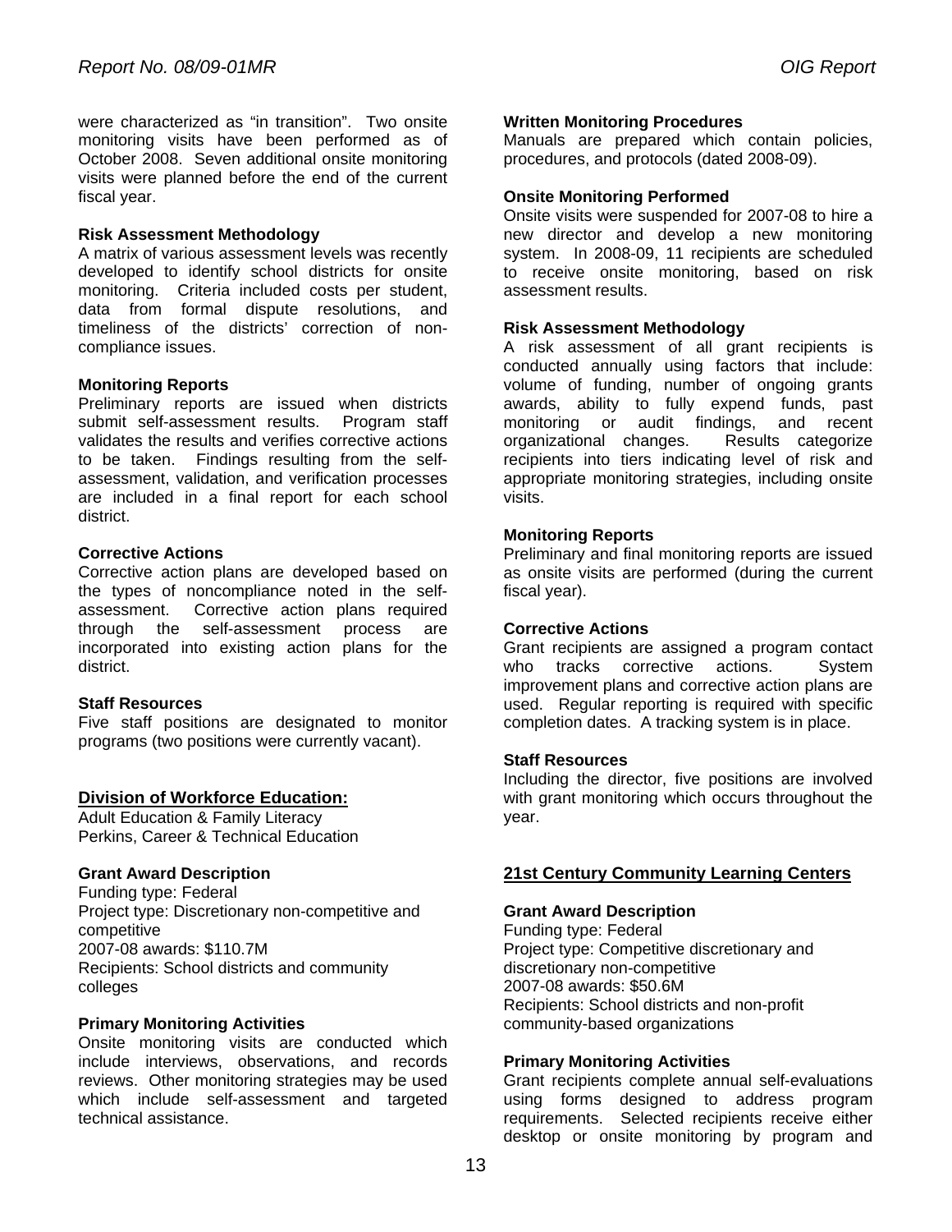were characterized as "in transition". Two onsite monitoring visits have been performed as of October 2008. Seven additional onsite monitoring visits were planned before the end of the current fiscal year.

**Risk Assessment Methodology**
A matrix of various assessment levels was recently developed to identify school districts for onsite monitoring. Criteria included costs per student, data from formal dispute resolutions, and timeliness of the districts' correction of non-compliance issues.

**Monitoring Reports**
Preliminary reports are issued when districts submit self-assessment results. Program staff validates the results and verifies corrective actions to be taken. Findings resulting from the self-assessment, validation, and verification processes are included in a final report for each school district.

**Corrective Actions**
Corrective action plans are developed based on the types of noncompliance noted in the self-assessment. Corrective action plans required through the self-assessment process are incorporated into existing action plans for the district.

**Staff Resources**
Five staff positions are designated to monitor programs (two positions were currently vacant).

## Division of Workforce Education:

Adult Education & Family Literacy
Perkins, Career & Technical Education

**Grant Award Description**
Funding type: Federal
Project type: Discretionary non-competitive and competitive
2007-08 awards: $110.7M
Recipients: School districts and community colleges

**Primary Monitoring Activities**
Onsite monitoring visits are conducted which include interviews, observations, and records reviews. Other monitoring strategies may be used which include self-assessment and targeted technical assistance.

**Written Monitoring Procedures**
Manuals are prepared which contain policies, procedures, and protocols (dated 2008-09).

**Onsite Monitoring Performed**
Onsite visits were suspended for 2007-08 to hire a new director and develop a new monitoring system. In 2008-09, 11 recipients are scheduled to receive onsite monitoring, based on risk assessment results.

**Risk Assessment Methodology**
A risk assessment of all grant recipients is conducted annually using factors that include: volume of funding, number of ongoing grants awards, ability to fully expend funds, past monitoring or audit findings, and recent organizational changes. Results categorize recipients into tiers indicating level of risk and appropriate monitoring strategies, including onsite visits.

**Monitoring Reports**
Preliminary and final monitoring reports are issued as onsite visits are performed (during the current fiscal year).

**Corrective Actions**
Grant recipients are assigned a program contact who tracks corrective actions. System improvement plans and corrective action plans are used. Regular reporting is required with specific completion dates. A tracking system is in place.

**Staff Resources**
Including the director, five positions are involved with grant monitoring which occurs throughout the year.

## 21st Century Community Learning Centers

**Grant Award Description**
Funding type: Federal
Project type: Competitive discretionary and discretionary non-competitive
2007-08 awards: $50.6M
Recipients: School districts and non-profit community-based organizations

**Primary Monitoring Activities**
Grant recipients complete annual self-evaluations using forms designed to address program requirements. Selected recipients receive either desktop or onsite monitoring by program and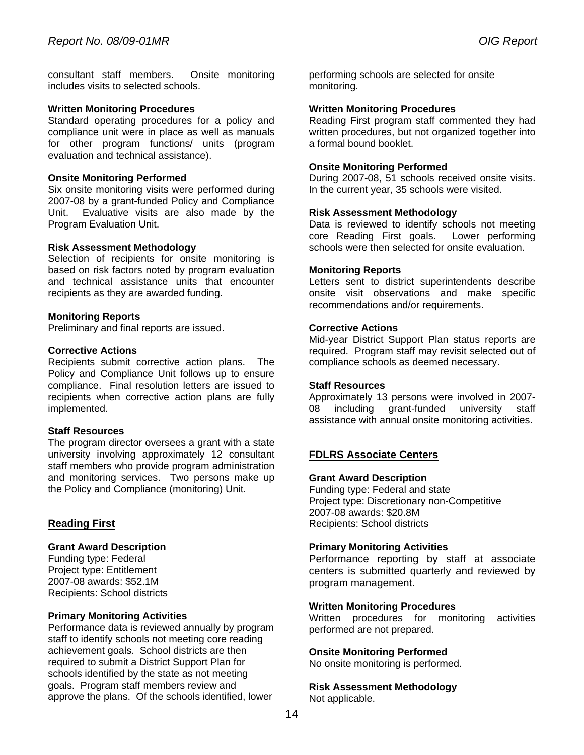consultant staff members. Onsite monitoring includes visits to selected schools.

**Written Monitoring Procedures**
Standard operating procedures for a policy and compliance unit were in place as well as manuals for other program functions/ units (program evaluation and technical assistance).

**Onsite Monitoring Performed**
Six onsite monitoring visits were performed during 2007-08 by a grant-funded Policy and Compliance Unit. Evaluative visits are also made by the Program Evaluation Unit.

**Risk Assessment Methodology**
Selection of recipients for onsite monitoring is based on risk factors noted by program evaluation and technical assistance units that encounter recipients as they are awarded funding.

**Monitoring Reports**
Preliminary and final reports are issued.

**Corrective Actions**
Recipients submit corrective action plans. The Policy and Compliance Unit follows up to ensure compliance. Final resolution letters are issued to recipients when corrective action plans are fully implemented.

**Staff Resources**
The program director oversees a grant with a state university involving approximately 12 consultant staff members who provide program administration and monitoring services. Two persons make up the Policy and Compliance (monitoring) Unit.

## Reading First

**Grant Award Description**
Funding type: Federal
Project type: Entitlement
2007-08 awards: $52.1M
Recipients: School districts

**Primary Monitoring Activities**
Performance data is reviewed annually by program staff to identify schools not meeting core reading achievement goals. School districts are then required to submit a District Support Plan for schools identified by the state as not meeting goals. Program staff members review and approve the plans. Of the schools identified, lower performing schools are selected for onsite monitoring.

**Written Monitoring Procedures**
Reading First program staff commented they had written procedures, but not organized together into a formal bound booklet.

**Onsite Monitoring Performed**
During 2007-08, 51 schools received onsite visits. In the current year, 35 schools were visited.

**Risk Assessment Methodology**
Data is reviewed to identify schools not meeting core Reading First goals. Lower performing schools were then selected for onsite evaluation.

**Monitoring Reports**
Letters sent to district superintendents describe onsite visit observations and make specific recommendations and/or requirements.

**Corrective Actions**
Mid-year District Support Plan status reports are required. Program staff may revisit selected out of compliance schools as deemed necessary.

**Staff Resources**
Approximately 13 persons were involved in 2007-08 including grant-funded university staff assistance with annual onsite monitoring activities.

## FDLRS Associate Centers

**Grant Award Description**
Funding type: Federal and state
Project type: Discretionary non-Competitive
2007-08 awards: $20.8M
Recipients: School districts

**Primary Monitoring Activities**
Performance reporting by staff at associate centers is submitted quarterly and reviewed by program management.

**Written Monitoring Procedures**
Written procedures for monitoring activities performed are not prepared.

**Onsite Monitoring Performed**
No onsite monitoring is performed.

**Risk Assessment Methodology**
Not applicable.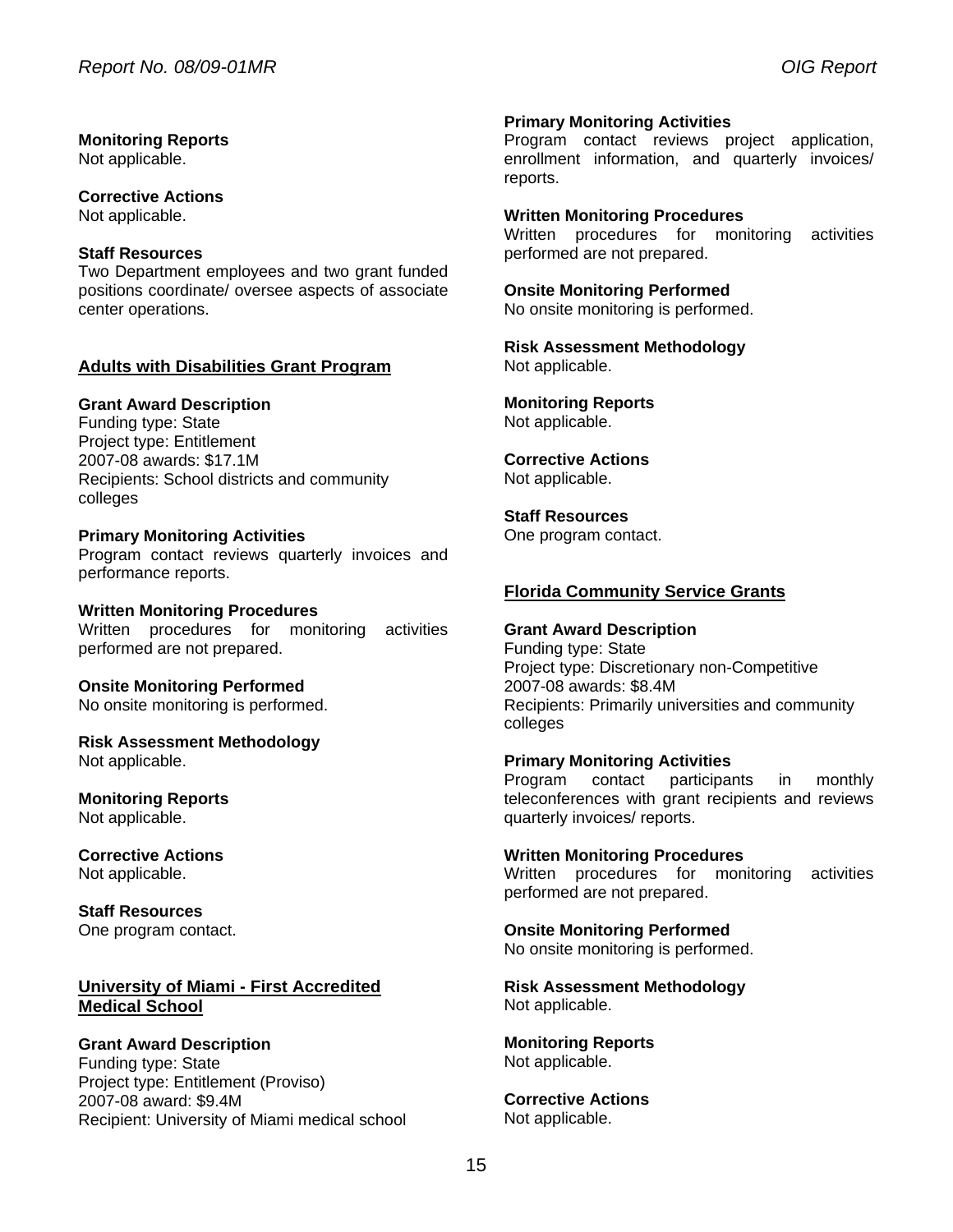**Monitoring Reports**
Not applicable.

**Corrective Actions**
Not applicable.

**Staff Resources**
Two Department employees and two grant funded positions coordinate/ oversee aspects of associate center operations.

## Adults with Disabilities Grant Program

**Grant Award Description**
Funding type: State
Project type: Entitlement
2007-08 awards: $17.1M
Recipients: School districts and community colleges

**Primary Monitoring Activities**
Program contact reviews quarterly invoices and performance reports.

**Written Monitoring Procedures**
Written procedures for monitoring activities performed are not prepared.

**Onsite Monitoring Performed**
No onsite monitoring is performed.

**Risk Assessment Methodology**
Not applicable.

**Monitoring Reports**
Not applicable.

**Corrective Actions**
Not applicable.

**Staff Resources**
One program contact.

## University of Miami - First Accredited Medical School

**Grant Award Description**
Funding type: State
Project type: Entitlement (Proviso)
2007-08 award: $9.4M
Recipient: University of Miami medical school

**Primary Monitoring Activities**
Program contact reviews project application, enrollment information, and quarterly invoices/ reports.

**Written Monitoring Procedures**
Written procedures for monitoring activities performed are not prepared.

**Onsite Monitoring Performed**
No onsite monitoring is performed.

**Risk Assessment Methodology**
Not applicable.

**Monitoring Reports**
Not applicable.

**Corrective Actions**
Not applicable.

**Staff Resources**
One program contact.

## Florida Community Service Grants

**Grant Award Description**
Funding type: State
Project type: Discretionary non-Competitive
2007-08 awards: $8.4M
Recipients: Primarily universities and community colleges

**Primary Monitoring Activities**
Program contact participants in monthly teleconferences with grant recipients and reviews quarterly invoices/ reports.

**Written Monitoring Procedures**
Written procedures for monitoring activities performed are not prepared.

**Onsite Monitoring Performed**
No onsite monitoring is performed.

**Risk Assessment Methodology**
Not applicable.

**Monitoring Reports**
Not applicable.

**Corrective Actions**
Not applicable.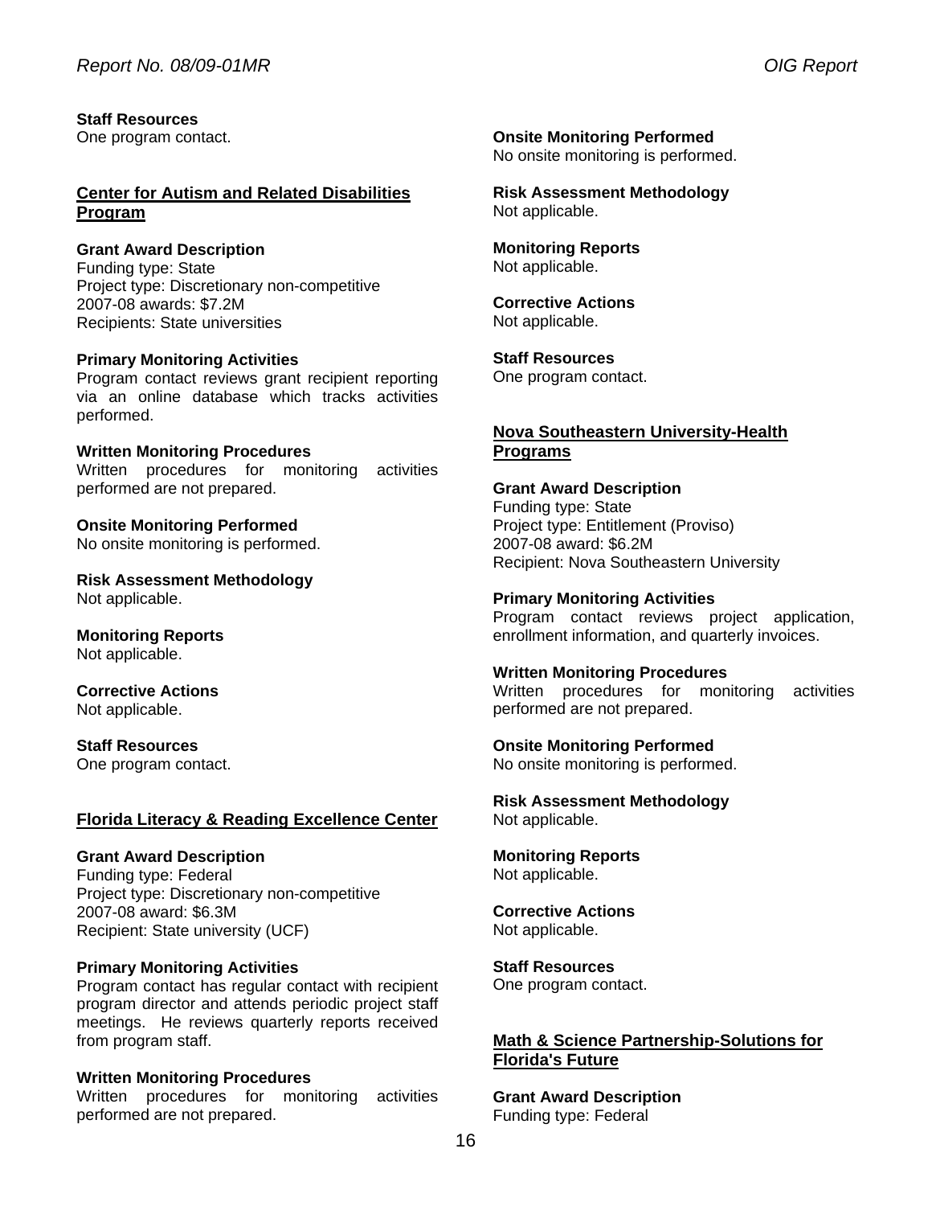**Staff Resources**
One program contact.

## Center for Autism and Related Disabilities Program

**Grant Award Description**
Funding type: State
Project type: Discretionary non-competitive
2007-08 awards: $7.2M
Recipients: State universities

**Primary Monitoring Activities**
Program contact reviews grant recipient reporting via an online database which tracks activities performed.

**Written Monitoring Procedures**
Written procedures for monitoring activities performed are not prepared.

**Onsite Monitoring Performed**
No onsite monitoring is performed.

**Risk Assessment Methodology**
Not applicable.

**Monitoring Reports**
Not applicable.

**Corrective Actions**
Not applicable.

**Staff Resources**
One program contact.

## Florida Literacy & Reading Excellence Center

**Grant Award Description**
Funding type: Federal
Project type: Discretionary non-competitive
2007-08 award: $6.3M
Recipient: State university (UCF)

**Primary Monitoring Activities**
Program contact has regular contact with recipient program director and attends periodic project staff meetings. He reviews quarterly reports received from program staff.

**Written Monitoring Procedures**
Written procedures for monitoring activities performed are not prepared.

**Onsite Monitoring Performed**
No onsite monitoring is performed.

**Risk Assessment Methodology**
Not applicable.

**Monitoring Reports**
Not applicable.

**Corrective Actions**
Not applicable.

**Staff Resources**
One program contact.

## Nova Southeastern University-Health Programs

**Grant Award Description**
Funding type: State
Project type: Entitlement (Proviso)
2007-08 award: $6.2M
Recipient: Nova Southeastern University

**Primary Monitoring Activities**
Program contact reviews project application, enrollment information, and quarterly invoices.

**Written Monitoring Procedures**
Written procedures for monitoring activities performed are not prepared.

**Onsite Monitoring Performed**
No onsite monitoring is performed.

**Risk Assessment Methodology**
Not applicable.

**Monitoring Reports**
Not applicable.

**Corrective Actions**
Not applicable.

**Staff Resources**
One program contact.

## Math & Science Partnership-Solutions for Florida's Future

**Grant Award Description**
Funding type: Federal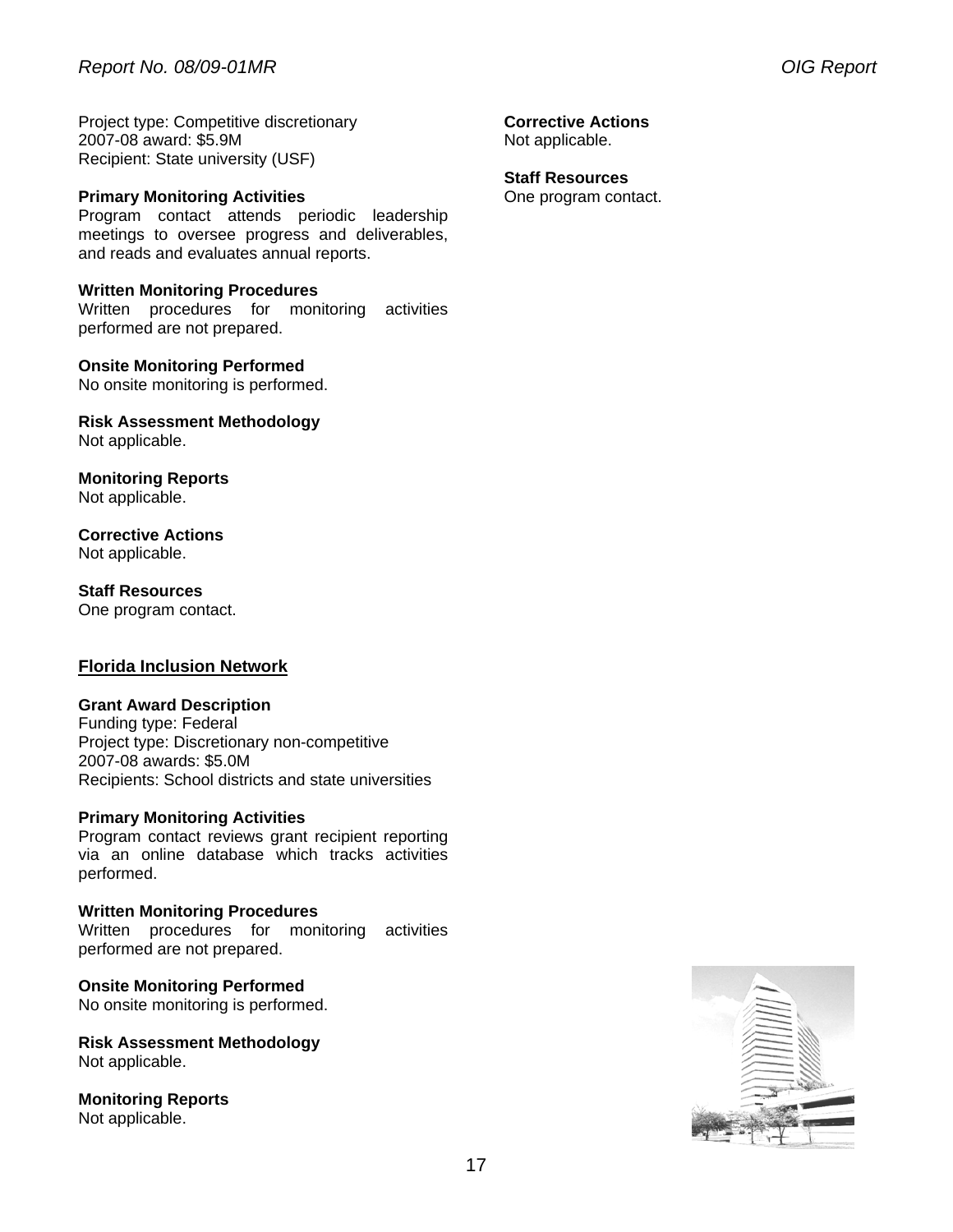Project type: Competitive discretionary
2007-08 award: $5.9M
Recipient: State university (USF)

**Primary Monitoring Activities**
Program contact attends periodic leadership meetings to oversee progress and deliverables, and reads and evaluates annual reports.

**Written Monitoring Procedures**
Written procedures for monitoring activities performed are not prepared.

**Onsite Monitoring Performed**
No onsite monitoring is performed.

**Risk Assessment Methodology**
Not applicable.

**Monitoring Reports**
Not applicable.

**Corrective Actions**
Not applicable.

**Staff Resources**
One program contact.

**<u>Florida Inclusion Network</u>**

**Grant Award Description**
Funding type: Federal
Project type: Discretionary non-competitive
2007-08 awards: $5.0M
Recipients: School districts and state universities

**Primary Monitoring Activities**
Program contact reviews grant recipient reporting via an online database which tracks activities performed.

**Written Monitoring Procedures**
Written procedures for monitoring activities performed are not prepared.

**Onsite Monitoring Performed**
No onsite monitoring is performed.

**Risk Assessment Methodology**
Not applicable.

**Monitoring Reports**
Not applicable.

**Corrective Actions**
Not applicable.

**Staff Resources**
One program contact.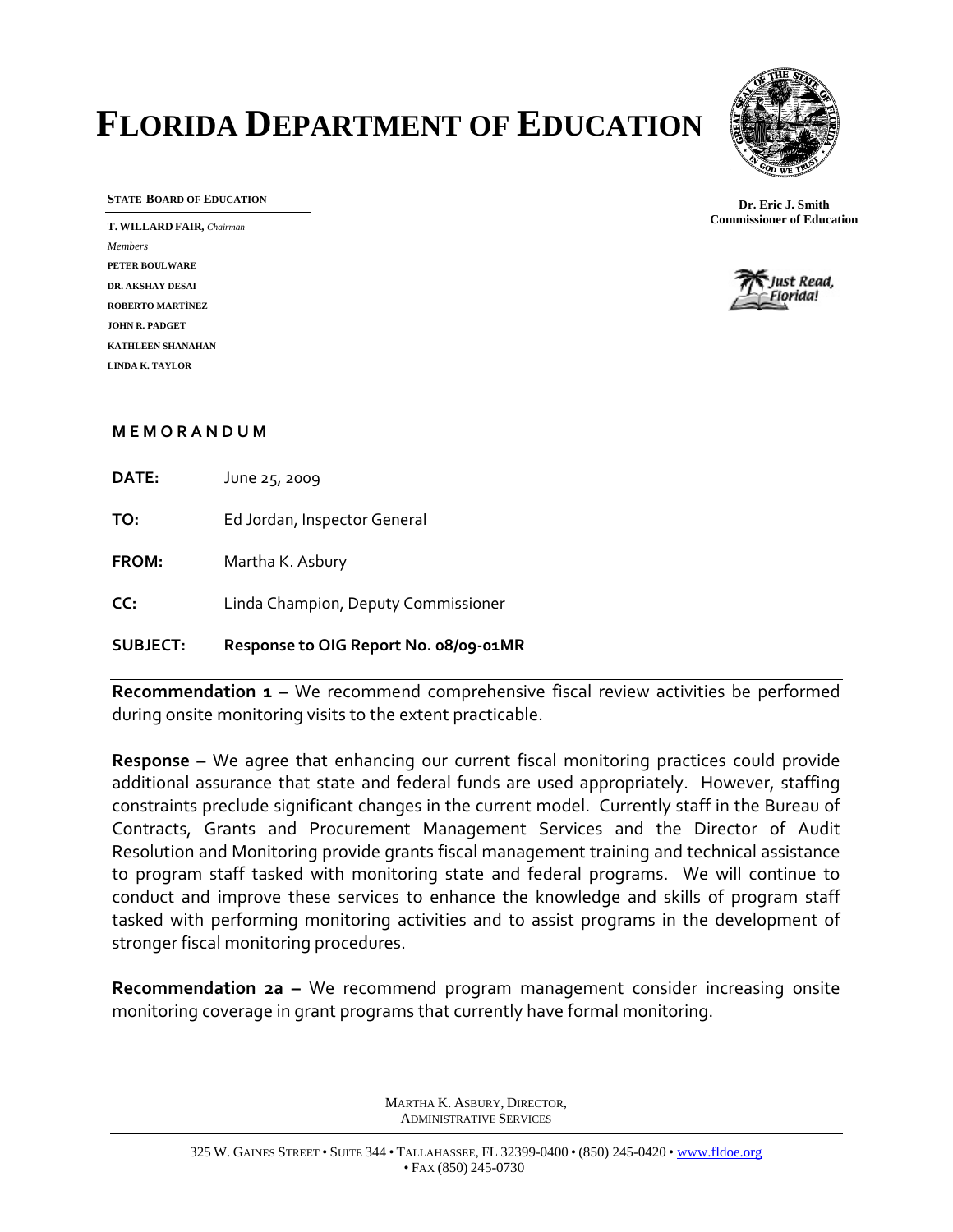# FLORIDA DEPARTMENT OF EDUCATION

**STATE BOARD OF EDUCATION**

**T. WILLARD FAIR,** *Chairman*

*Members*

**PETER BOULWARE**

**DR. AKSHAY DESAI**

**ROBERTO MARTÍNEZ**

**JOHN R. PADGET**

**KATHLEEN SHANAHAN**

**LINDA K. TAYLOR**

**Dr. Eric J. Smith**
**Commissioner of Education**

Just Read, Florida!

**MEMORANDUM**

**DATE:** June 25, 2009

**TO:** Ed Jordan, Inspector General

**FROM:** Martha K. Asbury

**CC:** Linda Champion, Deputy Commissioner

**SUBJECT: Response to OIG Report No. 08/09-01MR**

---

**Recommendation 1 –** We recommend comprehensive fiscal review activities be performed during onsite monitoring visits to the extent practicable.

**Response –** We agree that enhancing our current fiscal monitoring practices could provide additional assurance that state and federal funds are used appropriately. However, staffing constraints preclude significant changes in the current model. Currently staff in the Bureau of Contracts, Grants and Procurement Management Services and the Director of Audit Resolution and Monitoring provide grants fiscal management training and technical assistance to program staff tasked with monitoring state and federal programs. We will continue to conduct and improve these services to enhance the knowledge and skills of program staff tasked with performing monitoring activities and to assist programs in the development of stronger fiscal monitoring procedures.

**Recommendation 2a –** We recommend program management consider increasing onsite monitoring coverage in grant programs that currently have formal monitoring.

MARTHA K. ASBURY, DIRECTOR,
ADMINISTRATIVE SERVICES

325 W. GAINES STREET • SUITE 344 • TALLAHASSEE, FL 32399-0400 • (850) 245-0420 • www.fldoe.org • FAX (850) 245-0730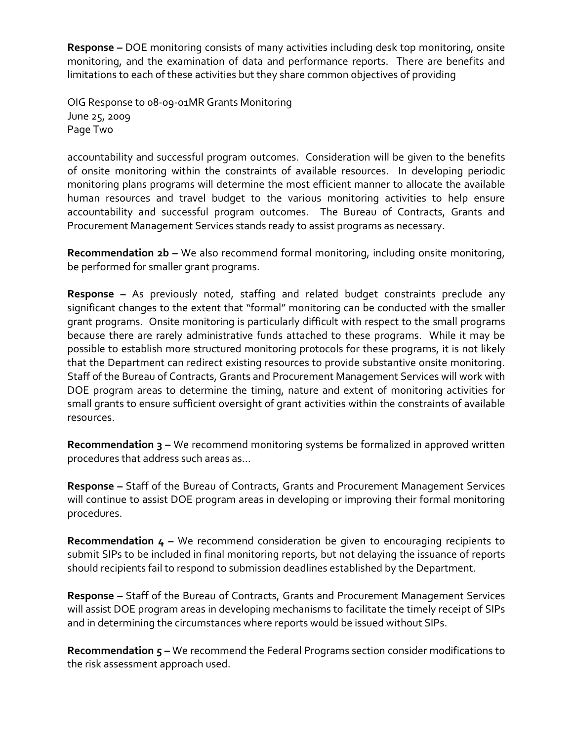**Response –** DOE monitoring consists of many activities including desk top monitoring, onsite monitoring, and the examination of data and performance reports. There are benefits and limitations to each of these activities but they share common objectives of providing accountability and successful program outcomes. Consideration will be given to the benefits of onsite monitoring within the constraints of available resources. In developing periodic monitoring plans programs will determine the most efficient manner to allocate the available human resources and travel budget to the various monitoring activities to help ensure accountability and successful program outcomes. The Bureau of Contracts, Grants and Procurement Management Services stands ready to assist programs as necessary.

**Recommendation 2b –** We also recommend formal monitoring, including onsite monitoring, be performed for smaller grant programs.

**Response –** As previously noted, staffing and related budget constraints preclude any significant changes to the extent that "formal" monitoring can be conducted with the smaller grant programs. Onsite monitoring is particularly difficult with respect to the small programs because there are rarely administrative funds attached to these programs. While it may be possible to establish more structured monitoring protocols for these programs, it is not likely that the Department can redirect existing resources to provide substantive onsite monitoring. Staff of the Bureau of Contracts, Grants and Procurement Management Services will work with DOE program areas to determine the timing, nature and extent of monitoring activities for small grants to ensure sufficient oversight of grant activities within the constraints of available resources.

**Recommendation 3 –** We recommend monitoring systems be formalized in approved written procedures that address such areas as…

**Response –** Staff of the Bureau of Contracts, Grants and Procurement Management Services will continue to assist DOE program areas in developing or improving their formal monitoring procedures.

**Recommendation 4 –** We recommend consideration be given to encouraging recipients to submit SIPs to be included in final monitoring reports, but not delaying the issuance of reports should recipients fail to respond to submission deadlines established by the Department.

**Response –** Staff of the Bureau of Contracts, Grants and Procurement Management Services will assist DOE program areas in developing mechanisms to facilitate the timely receipt of SIPs and in determining the circumstances where reports would be issued without SIPs.

**Recommendation 5 –** We recommend the Federal Programs section consider modifications to the risk assessment approach used.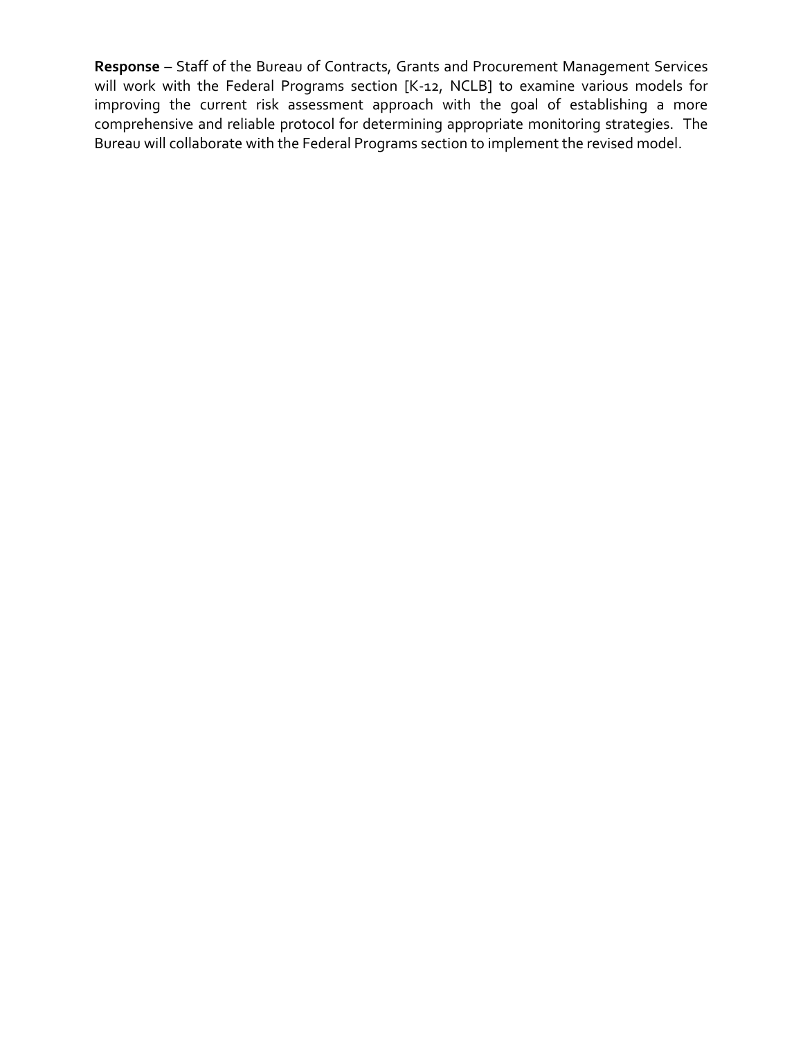**Response** – Staff of the Bureau of Contracts, Grants and Procurement Management Services will work with the Federal Programs section [K-12, NCLB] to examine various models for improving the current risk assessment approach with the goal of establishing a more comprehensive and reliable protocol for determining appropriate monitoring strategies. The Bureau will collaborate with the Federal Programs section to implement the revised model.